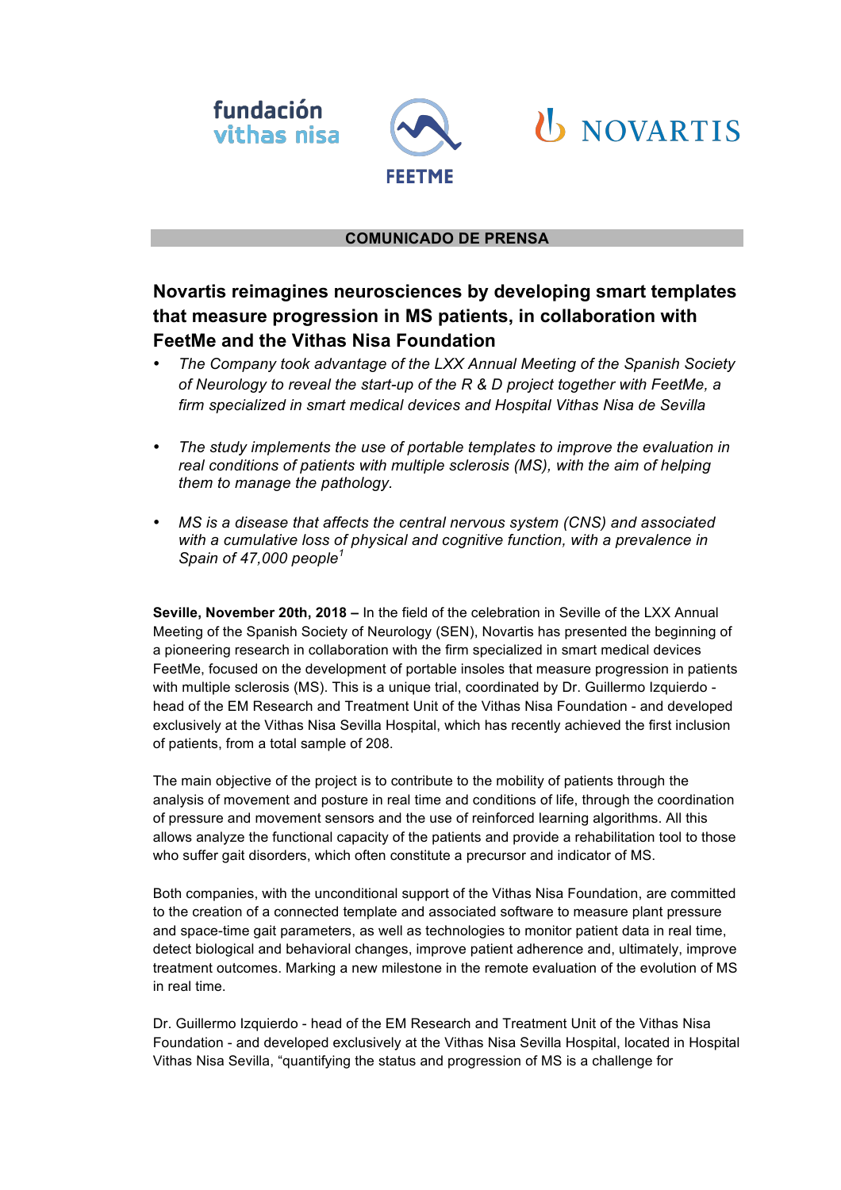fundación vithas nisa

FEETME

NOVARTIS

**COMUNICADO DE PRENSA**

# Novartis reimagines neurosciences by developing smart templates that measure progression in MS patients, in collaboration with FeetMe and the Vithas Nisa Foundation

- *The Company took advantage of the LXX Annual Meeting of the Spanish Society of Neurology to reveal the start-up of the R & D project together with FeetMe, a firm specialized in smart medical devices and Hospital Vithas Nisa de Sevilla*
- *The study implements the use of portable templates to improve the evaluation in real conditions of patients with multiple sclerosis (MS), with the aim of helping them to manage the pathology.*
- *MS is a disease that affects the central nervous system (CNS) and associated with a cumulative loss of physical and cognitive function, with a prevalence in Spain of 47,000 people*[1]

**Seville, November 20th, 2018 –** In the field of the celebration in Seville of the LXX Annual Meeting of the Spanish Society of Neurology (SEN), Novartis has presented the beginning of a pioneering research in collaboration with the firm specialized in smart medical devices FeetMe, focused on the development of portable insoles that measure progression in patients with multiple sclerosis (MS). This is a unique trial, coordinated by Dr. Guillermo Izquierdo - head of the EM Research and Treatment Unit of the Vithas Nisa Foundation - and developed exclusively at the Vithas Nisa Sevilla Hospital, which has recently achieved the first inclusion of patients, from a total sample of 208.

The main objective of the project is to contribute to the mobility of patients through the analysis of movement and posture in real time and conditions of life, through the coordination of pressure and movement sensors and the use of reinforced learning algorithms. All this allows analyze the functional capacity of the patients and provide a rehabilitation tool to those who suffer gait disorders, which often constitute a precursor and indicator of MS.

Both companies, with the unconditional support of the Vithas Nisa Foundation, are committed to the creation of a connected template and associated software to measure plant pressure and space-time gait parameters, as well as technologies to monitor patient data in real time, detect biological and behavioral changes, improve patient adherence and, ultimately, improve treatment outcomes. Marking a new milestone in the remote evaluation of the evolution of MS in real time.

Dr. Guillermo Izquierdo - head of the EM Research and Treatment Unit of the Vithas Nisa Foundation - and developed exclusively at the Vithas Nisa Sevilla Hospital, located in Hospital Vithas Nisa Sevilla, "quantifying the status and progression of MS is a challenge for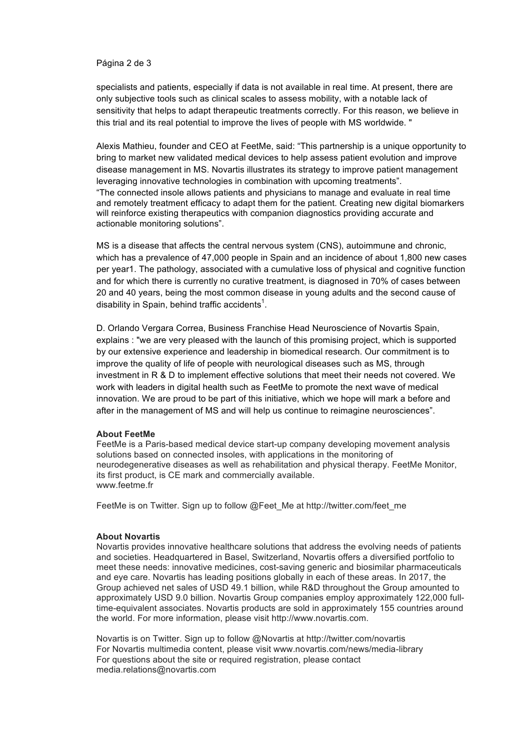specialists and patients, especially if data is not available in real time. At present, there are only subjective tools such as clinical scales to assess mobility, with a notable lack of sensitivity that helps to adapt therapeutic treatments correctly. For this reason, we believe in this trial and its real potential to improve the lives of people with MS worldwide. "

Alexis Mathieu, founder and CEO at FeetMe, said: "This partnership is a unique opportunity to bring to market new validated medical devices to help assess patient evolution and improve disease management in MS. Novartis illustrates its strategy to improve patient management leveraging innovative technologies in combination with upcoming treatments".
"The connected insole allows patients and physicians to manage and evaluate in real time and remotely treatment efficacy to adapt them for the patient. Creating new digital biomarkers will reinforce existing therapeutics with companion diagnostics providing accurate and actionable monitoring solutions".

MS is a disease that affects the central nervous system (CNS), autoimmune and chronic, which has a prevalence of 47,000 people in Spain and an incidence of about 1,800 new cases per year1. The pathology, associated with a cumulative loss of physical and cognitive function and for which there is currently no curative treatment, is diagnosed in 70% of cases between 20 and 40 years, being the most common disease in young adults and the second cause of disability in Spain, behind traffic accidents[1].

D. Orlando Vergara Correa, Business Franchise Head Neuroscience of Novartis Spain, explains : "we are very pleased with the launch of this promising project, which is supported by our extensive experience and leadership in biomedical research. Our commitment is to improve the quality of life of people with neurological diseases such as MS, through investment in R & D to implement effective solutions that meet their needs not covered. We work with leaders in digital health such as FeetMe to promote the next wave of medical innovation. We are proud to be part of this initiative, which we hope will mark a before and after in the management of MS and will help us continue to reimagine neurosciences".

**About FeetMe**
FeetMe is a Paris-based medical device start-up company developing movement analysis solutions based on connected insoles, with applications in the monitoring of neurodegenerative diseases as well as rehabilitation and physical therapy. FeetMe Monitor, its first product, is CE mark and commercially available.
www.feetme.fr

FeetMe is on Twitter. Sign up to follow @Feet_Me at http://twitter.com/feet_me

**About Novartis**
Novartis provides innovative healthcare solutions that address the evolving needs of patients and societies. Headquartered in Basel, Switzerland, Novartis offers a diversified portfolio to meet these needs: innovative medicines, cost-saving generic and biosimilar pharmaceuticals and eye care. Novartis has leading positions globally in each of these areas. In 2017, the Group achieved net sales of USD 49.1 billion, while R&D throughout the Group amounted to approximately USD 9.0 billion. Novartis Group companies employ approximately 122,000 full-time-equivalent associates. Novartis products are sold in approximately 155 countries around the world. For more information, please visit http://www.novartis.com.

Novartis is on Twitter. Sign up to follow @Novartis at http://twitter.com/novartis
For Novartis multimedia content, please visit www.novartis.com/news/media-library
For questions about the site or required registration, please contact media.relations@novartis.com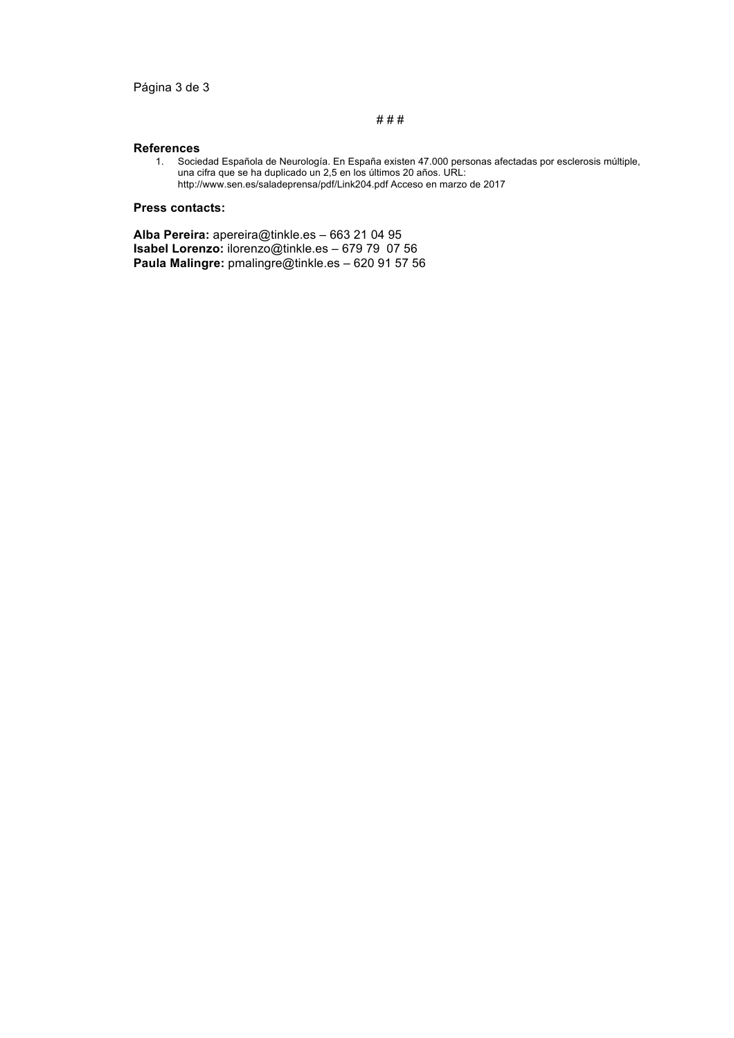# # #

**References**

1. Sociedad Española de Neurología. En España existen 47.000 personas afectadas por esclerosis múltiple, una cifra que se ha duplicado un 2,5 en los últimos 20 años. URL: http://www.sen.es/saladeprensa/pdf/Link204.pdf Acceso en marzo de 2017

**Press contacts:**

**Alba Pereira:** apereira@tinkle.es – 663 21 04 95
**Isabel Lorenzo:** ilorenzo@tinkle.es – 679 79 07 56
**Paula Malingre:** pmalingre@tinkle.es – 620 91 57 56